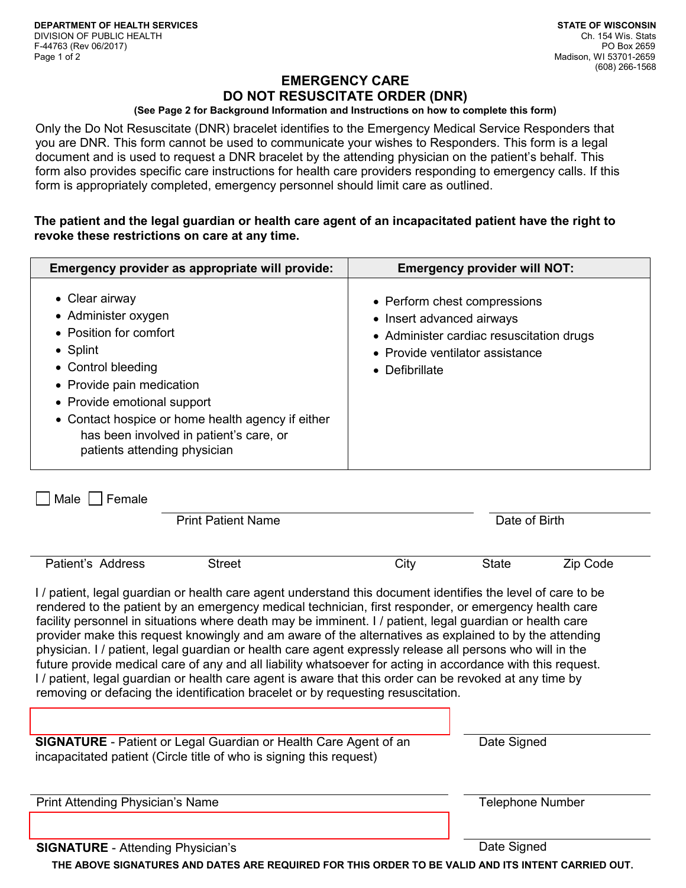DEPARTMENT OF HEALTH SERVICES
DIVISION OF PUBLIC HEALTH
F-44763 (Rev 06/2017)

STATE OF WISCONSIN
Ch. 154 Wis. Stats
PO Box 2659
Madison, WI 53701-2659
(608) 266-1568

# EMERGENCY CARE
# DO NOT RESUSCITATE ORDER (DNR)

**(See Page 2 for Background Information and Instructions on how to complete this form)**

Only the Do Not Resuscitate (DNR) bracelet identifies to the Emergency Medical Service Responders that you are DNR. This form cannot be used to communicate your wishes to Responders. This form is a legal document and is used to request a DNR bracelet by the attending physician on the patient's behalf. This form also provides specific care instructions for health care providers responding to emergency calls. If this form is appropriately completed, emergency personnel should limit care as outlined.

**The patient and the legal guardian or health care agent of an incapacitated patient have the right to revoke these restrictions on care at any time.**

| Emergency provider as appropriate will provide: | Emergency provider will NOT: |
|---|---|
| • Clear airway<br>• Administer oxygen<br>• Position for comfort<br>• Splint<br>• Control bleeding<br>• Provide pain medication<br>• Provide emotional support<br>• Contact hospice or home health agency if either has been involved in patient's care, or patients attending physician | • Perform chest compressions<br>• Insert advanced airways<br>• Administer cardiac resuscitation drugs<br>• Provide ventilator assistance<br>• Defibrillate |

☐ Male ☐ Female

Print Patient Name ____________________ Date of Birth ____________________

Patient's Address ____________________ Street ____________________ City ____________________ State ____________________ Zip Code ____________________

I / patient, legal guardian or health care agent understand this document identifies the level of care to be rendered to the patient by an emergency medical technician, first responder, or emergency health care facility personnel in situations where death may be imminent. I / patient, legal guardian or health care provider make this request knowingly and am aware of the alternatives as explained to by the attending physician. I / patient, legal guardian or health care agent expressly release all persons who will in the future provide medical care of any and all liability whatsoever for acting in accordance with this request. I / patient, legal guardian or health care agent is aware that this order can be revoked at any time by removing or defacing the identification bracelet or by requesting resuscitation.

**SIGNATURE** - Patient or Legal Guardian or Health Care Agent of an incapacitated patient (Circle title of who is signing this request) ____________________ Date Signed ____________________

Print Attending Physician's Name ____________________ Telephone Number ____________________

**SIGNATURE** - Attending Physician's ____________________ Date Signed ____________________

**THE ABOVE SIGNATURES AND DATES ARE REQUIRED FOR THIS ORDER TO BE VALID AND ITS INTENT CARRIED OUT.**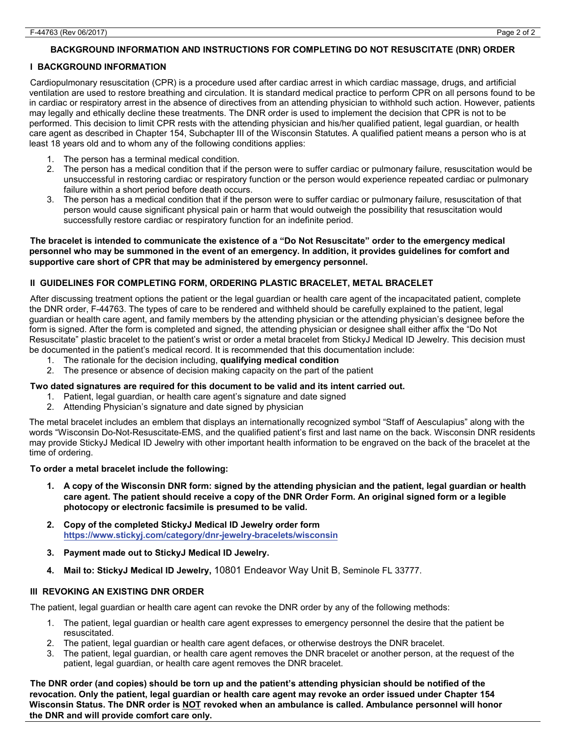## BACKGROUND INFORMATION AND INSTRUCTIONS FOR COMPLETING DO NOT RESUSCITATE (DNR) ORDER

### I BACKGROUND INFORMATION

Cardiopulmonary resuscitation (CPR) is a procedure used after cardiac arrest in which cardiac massage, drugs, and artificial ventilation are used to restore breathing and circulation. It is standard medical practice to perform CPR on all persons found to be in cardiac or respiratory arrest in the absence of directives from an attending physician to withhold such action. However, patients may legally and ethically decline these treatments. The DNR order is used to implement the decision that CPR is not to be performed. This decision to limit CPR rests with the attending physician and his/her qualified patient, legal guardian, or health care agent as described in Chapter 154, Subchapter III of the Wisconsin Statutes. A qualified patient means a person who is at least 18 years old and to whom any of the following conditions applies:

1. The person has a terminal medical condition.
2. The person has a medical condition that if the person were to suffer cardiac or pulmonary failure, resuscitation would be unsuccessful in restoring cardiac or respiratory function or the person would experience repeated cardiac or pulmonary failure within a short period before death occurs.
3. The person has a medical condition that if the person were to suffer cardiac or pulmonary failure, resuscitation of that person would cause significant physical pain or harm that would outweigh the possibility that resuscitation would successfully restore cardiac or respiratory function for an indefinite period.

**The bracelet is intended to communicate the existence of a "Do Not Resuscitate" order to the emergency medical personnel who may be summoned in the event of an emergency. In addition, it provides guidelines for comfort and supportive care short of CPR that may be administered by emergency personnel.**

### II GUIDELINES FOR COMPLETING FORM, ORDERING PLASTIC BRACELET, METAL BRACELET

After discussing treatment options the patient or the legal guardian or health care agent of the incapacitated patient, complete the DNR order, F-44763. The types of care to be rendered and withheld should be carefully explained to the patient, legal guardian or health care agent, and family members by the attending physician or the attending physician's designee before the form is signed. After the form is completed and signed, the attending physician or designee shall either affix the "Do Not Resuscitate" plastic bracelet to the patient's wrist or order a metal bracelet from StickyJ Medical ID Jewelry. This decision must be documented in the patient's medical record. It is recommended that this documentation include:

1. The rationale for the decision including, **qualifying medical condition**
2. The presence or absence of decision making capacity on the part of the patient

**Two dated signatures are required for this document to be valid and its intent carried out.**

1. Patient, legal guardian, or health care agent's signature and date signed
2. Attending Physician's signature and date signed by physician

The metal bracelet includes an emblem that displays an internationally recognized symbol "Staff of Aesculapius" along with the words "Wisconsin Do-Not-Resuscitate-EMS, and the qualified patient's first and last name on the back. Wisconsin DNR residents may provide StickyJ Medical ID Jewelry with other important health information to be engraved on the back of the bracelet at the time of ordering.

**To order a metal bracelet include the following:**

1. **A copy of the Wisconsin DNR form: signed by the attending physician and the patient, legal guardian or health care agent. The patient should receive a copy of the DNR Order Form. An original signed form or a legible photocopy or electronic facsimile is presumed to be valid.**
2. **Copy of the completed StickyJ Medical ID Jewelry order form**
   **https://www.stickyj.com/category/dnr-jewelry-bracelets/wisconsin**
3. **Payment made out to StickyJ Medical ID Jewelry.**
4. **Mail to: StickyJ Medical ID Jewelry,** 10801 Endeavor Way Unit B, Seminole FL 33777.

### III REVOKING AN EXISTING DNR ORDER

The patient, legal guardian or health care agent can revoke the DNR order by any of the following methods:

1. The patient, legal guardian or health care agent expresses to emergency personnel the desire that the patient be resuscitated.
2. The patient, legal guardian or health care agent defaces, or otherwise destroys the DNR bracelet.
3. The patient, legal guardian, or health care agent removes the DNR bracelet or another person, at the request of the patient, legal guardian, or health care agent removes the DNR bracelet.

**The DNR order (and copies) should be torn up and the patient's attending physician should be notified of the revocation. Only the patient, legal guardian or health care agent may revoke an order issued under Chapter 154 Wisconsin Status. The DNR order is NOT revoked when an ambulance is called. Ambulance personnel will honor the DNR and will provide comfort care only.**